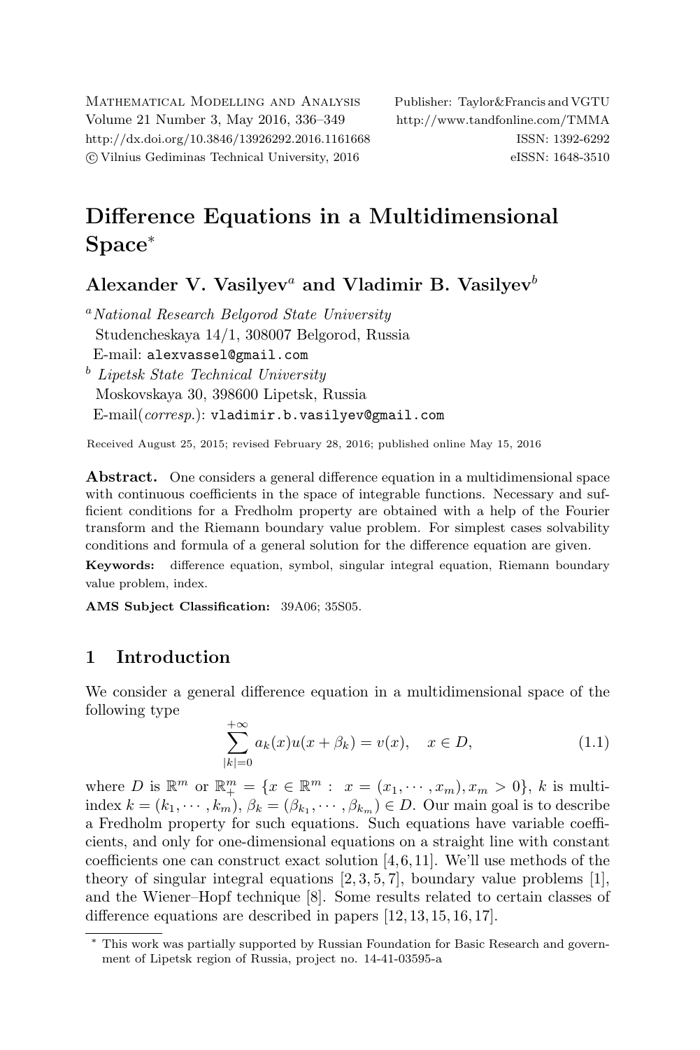# Difference Equations in a Multidimensional Space*

## Alexander V. Vasilyev[a] and Vladimir B. Vasilyev[b]

[a] *National Research Belgorod State University*
Studencheskaya 14/1, 308007 Belgorod, Russia
E-mail: alexvassel@gmail.com

[b] *Lipetsk State Technical University*
Moskovskaya 30, 398600 Lipetsk, Russia
E-mail(*corresp.*): vladimir.b.vasilyev@gmail.com

Received August 25, 2015; revised February 28, 2016; published online May 15, 2016

**Abstract.** One considers a general difference equation in a multidimensional space with continuous coefficients in the space of integrable functions. Necessary and sufficient conditions for a Fredholm property are obtained with a help of the Fourier transform and the Riemann boundary value problem. For simplest cases solvability conditions and formula of a general solution for the difference equation are given.

**Keywords:** difference equation, symbol, singular integral equation, Riemann boundary value problem, index.

**AMS Subject Classification:** 39A06; 35S05.

## 1 Introduction

We consider a general difference equation in a multidimensional space of the following type

$$\sum_{|k|=0}^{+\infty} a_k(x)u(x+\beta_k) = v(x), \quad x \in D, \tag{1.1}$$

where $D$ is $\mathbb{R}^m$ or $\mathbb{R}^m_+ = \{x \in \mathbb{R}^m : \ x = (x_1, \cdots, x_m), x_m > 0\}$, $k$ is multi-index $k = (k_1, \cdots, k_m)$, $\beta_k = (\beta_{k_1}, \cdots, \beta_{k_m}) \in D$. Our main goal is to describe a Fredholm property for such equations. Such equations have variable coefficients, and only for one-dimensional equations on a straight line with constant coefficients one can construct exact solution [4, 6, 11]. We'll use methods of the theory of singular integral equations [2, 3, 5, 7], boundary value problems [1], and the Wiener–Hopf technique [8]. Some results related to certain classes of difference equations are described in papers [12, 13, 15, 16, 17].

* This work was partially supported by Russian Foundation for Basic Research and government of Lipetsk region of Russia, project no. 14-41-03595-a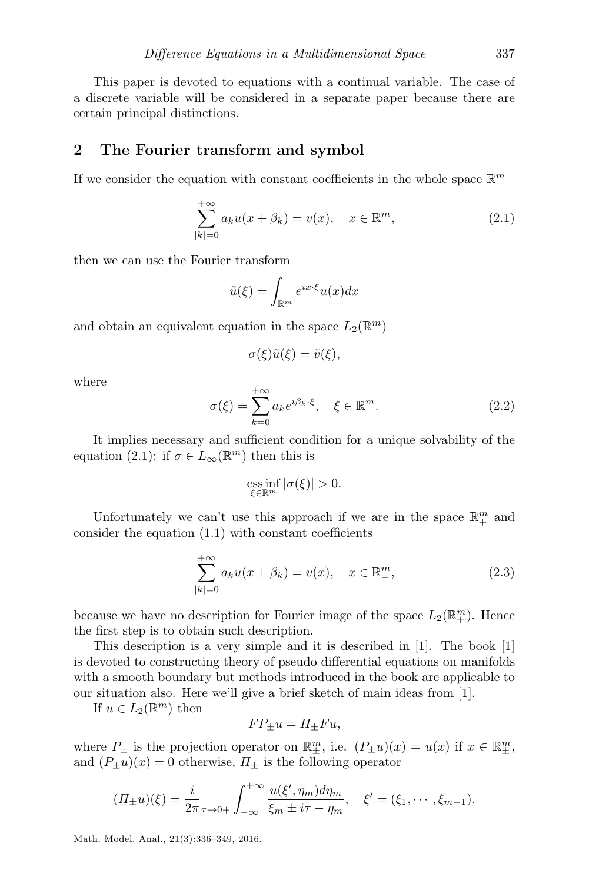This paper is devoted to equations with a continual variable. The case of a discrete variable will be considered in a separate paper because there are certain principal distinctions.

## 2 The Fourier transform and symbol

If we consider the equation with constant coefficients in the whole space $\mathbb{R}^m$

$$\sum_{|k|=0}^{+\infty} a_k u(x+\beta_k) = v(x), \quad x \in \mathbb{R}^m, \tag{2.1}$$

then we can use the Fourier transform

$$\tilde{u}(\xi) = \int_{\mathbb{R}^m} e^{ix\cdot\xi} u(x) dx$$

and obtain an equivalent equation in the space $L_2(\mathbb{R}^m)$

$$\sigma(\xi)\tilde{u}(\xi) = \tilde{v}(\xi),$$

where

$$\sigma(\xi) = \sum_{k=0}^{+\infty} a_k e^{i\beta_k\cdot\xi}, \quad \xi \in \mathbb{R}^m. \tag{2.2}$$

It implies necessary and sufficient condition for a unique solvability of the equation (2.1): if $\sigma \in L_\infty(\mathbb{R}^m)$ then this is

$$\operatorname*{ess\,inf}_{\xi\in\mathbb{R}^m} |\sigma(\xi)| > 0.$$

Unfortunately we can't use this approach if we are in the space $\mathbb{R}^m_+$ and consider the equation (1.1) with constant coefficients

$$\sum_{|k|=0}^{+\infty} a_k u(x+\beta_k) = v(x), \quad x \in \mathbb{R}^m_+, \tag{2.3}$$

because we have no description for Fourier image of the space $L_2(\mathbb{R}^m_+)$. Hence the first step is to obtain such description.

This description is a very simple and it is described in [1]. The book [1] is devoted to constructing theory of pseudo differential equations on manifolds with a smooth boundary but methods introduced in the book are applicable to our situation also. Here we'll give a brief sketch of main ideas from [1].

If $u \in L_2(\mathbb{R}^m)$ then

$$FP_\pm u = \Pi_\pm F u,$$

where $P_\pm$ is the projection operator on $\mathbb{R}^m_\pm$, i.e. $(P_\pm u)(x) = u(x)$ if $x \in \mathbb{R}^m_\pm$, and $(P_\pm u)(x) = 0$ otherwise, $\Pi_\pm$ is the following operator

$$(\Pi_\pm u)(\xi) = \frac{i}{2\pi}\lim_{\tau\to 0+} \int_{-\infty}^{+\infty} \frac{u(\xi',\eta_m)d\eta_m}{\xi_m \pm i\tau - \eta_m}, \quad \xi' = (\xi_1,\cdots,\xi_{m-1}).$$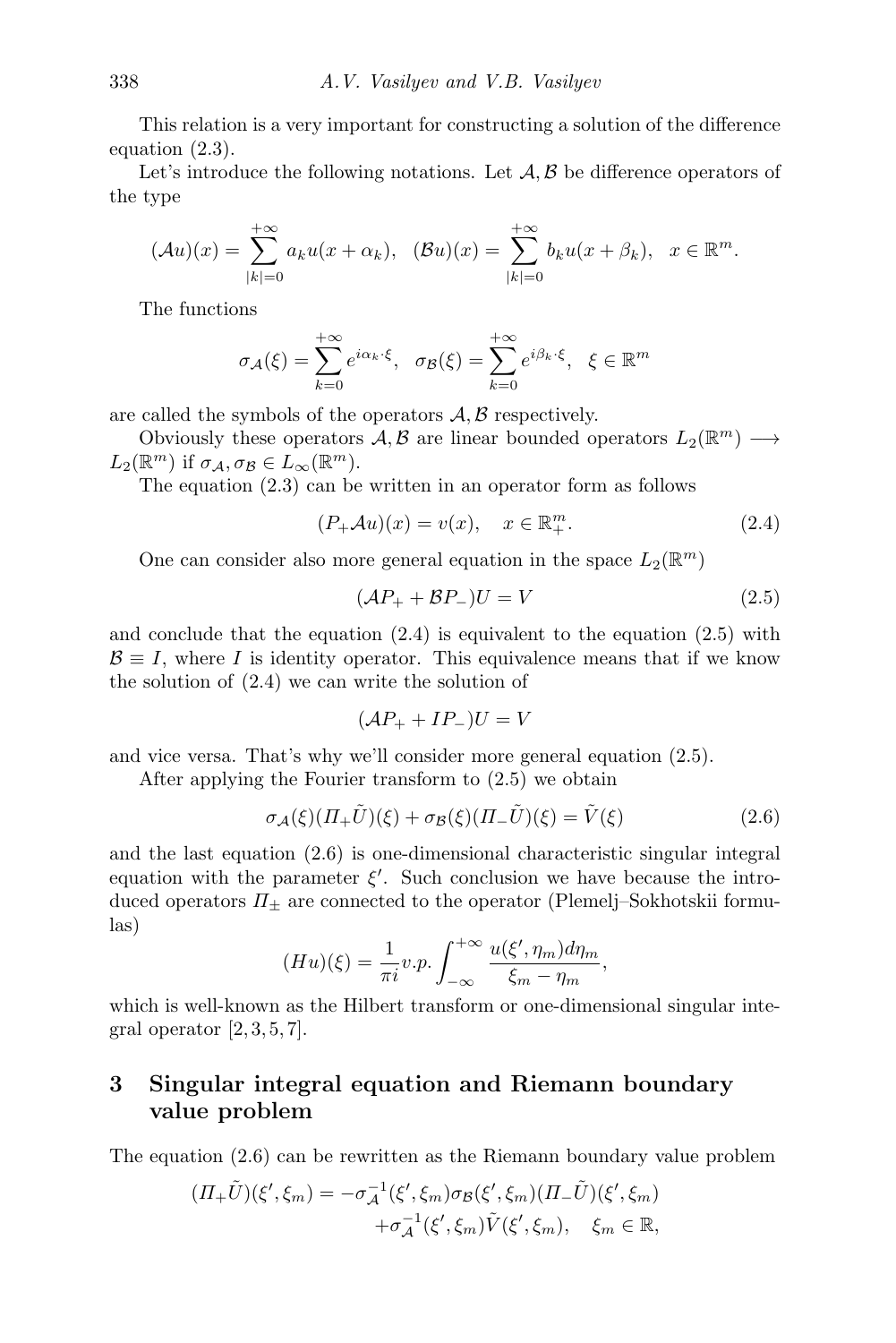This relation is a very important for constructing a solution of the difference equation (2.3).

Let's introduce the following notations. Let $\mathcal{A}, \mathcal{B}$ be difference operators of the type

$$
(\mathcal{A}u)(x) = \sum_{|k|=0}^{+\infty} a_k u(x + \alpha_k), \quad (\mathcal{B}u)(x) = \sum_{|k|=0}^{+\infty} b_k u(x + \beta_k), \quad x \in \mathbb{R}^m.
$$

The functions

$$
\sigma_{\mathcal{A}}(\xi) = \sum_{k=0}^{+\infty} e^{i\alpha_k \cdot \xi}, \quad \sigma_{\mathcal{B}}(\xi) = \sum_{k=0}^{+\infty} e^{i\beta_k \cdot \xi}, \quad \xi \in \mathbb{R}^m
$$

are called the symbols of the operators $\mathcal{A}, \mathcal{B}$ respectively.

Obviously these operators $\mathcal{A}, \mathcal{B}$ are linear bounded operators $L_2(\mathbb{R}^m) \longrightarrow L_2(\mathbb{R}^m)$ if $\sigma_{\mathcal{A}}, \sigma_{\mathcal{B}} \in L_\infty(\mathbb{R}^m)$.

The equation (2.3) can be written in an operator form as follows

$$
(P_+ \mathcal{A} u)(x) = v(x), \quad x \in \mathbb{R}^m_+. \tag{2.4}
$$

One can consider also more general equation in the space $L_2(\mathbb{R}^m)$

$$
(\mathcal{A}P_+ + \mathcal{B}P_-)U = V \tag{2.5}
$$

and conclude that the equation (2.4) is equivalent to the equation (2.5) with $\mathcal{B} \equiv I$, where $I$ is identity operator. This equivalence means that if we know the solution of (2.4) we can write the solution of

$$
(\mathcal{A}P_+ + IP_-)U = V
$$

and vice versa. That's why we'll consider more general equation (2.5).

After applying the Fourier transform to (2.5) we obtain

$$
\sigma_{\mathcal{A}}(\xi)(\Pi_+ \tilde{U})(\xi) + \sigma_{\mathcal{B}}(\xi)(\Pi_- \tilde{U})(\xi) = \tilde{V}(\xi) \tag{2.6}
$$

and the last equation (2.6) is one-dimensional characteristic singular integral equation with the parameter $\xi'$. Such conclusion we have because the introduced operators $\Pi_\pm$ are connected to the operator (Plemelj–Sokhotskii formulas)

$$
(Hu)(\xi) = \frac{1}{\pi i} v.p. \int_{-\infty}^{+\infty} \frac{u(\xi', \eta_m) d\eta_m}{\xi_m - \eta_m},
$$

which is well-known as the Hilbert transform or one-dimensional singular integral operator [2, 3, 5, 7].

## 3 Singular integral equation and Riemann boundary value problem

The equation (2.6) can be rewritten as the Riemann boundary value problem

$$
\begin{aligned}
(\Pi_+ \tilde{U})(\xi', \xi_m) = & -\sigma_{\mathcal{A}}^{-1}(\xi', \xi_m)\sigma_{\mathcal{B}}(\xi', \xi_m)(\Pi_- \tilde{U})(\xi', \xi_m) \\
& + \sigma_{\mathcal{A}}^{-1}(\xi', \xi_m)\tilde{V}(\xi', \xi_m), \quad \xi_m \in \mathbb{R},
\end{aligned}
$$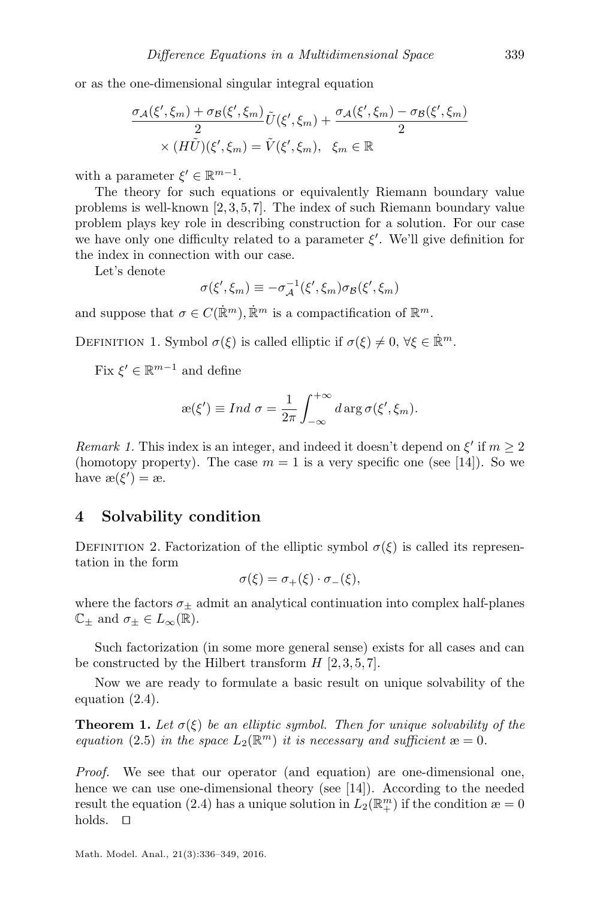or as the one-dimensional singular integral equation

$$\frac{\sigma_{\mathcal{A}}(\xi',\xi_m)+\sigma_{\mathcal{B}}(\xi',\xi_m)}{2}\tilde{U}(\xi',\xi_m)+\frac{\sigma_{\mathcal{A}}(\xi',\xi_m)-\sigma_{\mathcal{B}}(\xi',\xi_m)}{2}$$
$$\times (H\tilde{U})(\xi',\xi_m)=\tilde{V}(\xi',\xi_m),\quad \xi_m\in\mathbb{R}$$

with a parameter $\xi'\in\mathbb{R}^{m-1}$.

The theory for such equations or equivalently Riemann boundary value problems is well-known [2, 3, 5, 7]. The index of such Riemann boundary value problem plays key role in describing construction for a solution. For our case we have only one difficulty related to a parameter $\xi'$. We'll give definition for the index in connection with our case.

Let's denote

$$\sigma(\xi',\xi_m)\equiv -\sigma_{\mathcal{A}}^{-1}(\xi',\xi_m)\sigma_{\mathcal{B}}(\xi',\xi_m)$$

and suppose that $\sigma\in C(\dot{\mathbb{R}}^m)$, $\dot{\mathbb{R}}^m$ is a compactification of $\mathbb{R}^m$.

Definition 1. Symbol $\sigma(\xi)$ is called elliptic if $\sigma(\xi)\neq 0$, $\forall\xi\in\dot{\mathbb{R}}^m$.

Fix $\xi'\in\mathbb{R}^{m-1}$ and define

$$æ(\xi')\equiv Ind\ \sigma=\frac{1}{2\pi}\int_{-\infty}^{+\infty}d\arg\sigma(\xi',\xi_m).$$

*Remark 1.* This index is an integer, and indeed it doesn't depend on $\xi'$ if $m\geq 2$ (homotopy property). The case $m=1$ is a very specific one (see [14]). So we have $æ(\xi')=æ$.

## 4 Solvability condition

Definition 2. Factorization of the elliptic symbol $\sigma(\xi)$ is called its representation in the form

$$\sigma(\xi)=\sigma_+(\xi)\cdot\sigma_-(\xi),$$

where the factors $\sigma_\pm$ admit an analytical continuation into complex half-planes $\mathbb{C}_\pm$ and $\sigma_\pm\in L_\infty(\mathbb{R})$.

Such factorization (in some more general sense) exists for all cases and can be constructed by the Hilbert transform $H$ [2, 3, 5, 7].

Now we are ready to formulate a basic result on unique solvability of the equation (2.4).

**Theorem 1.** *Let $\sigma(\xi)$ be an elliptic symbol. Then for unique solvability of the equation (2.5) in the space $L_2(\mathbb{R}^m)$ it is necessary and sufficient $æ=0$.*

*Proof.* We see that our operator (and equation) are one-dimensional one, hence we can use one-dimensional theory (see [14]). According to the needed result the equation (2.4) has a unique solution in $L_2(\mathbb{R}^m_+)$ if the condition $æ=0$ holds. □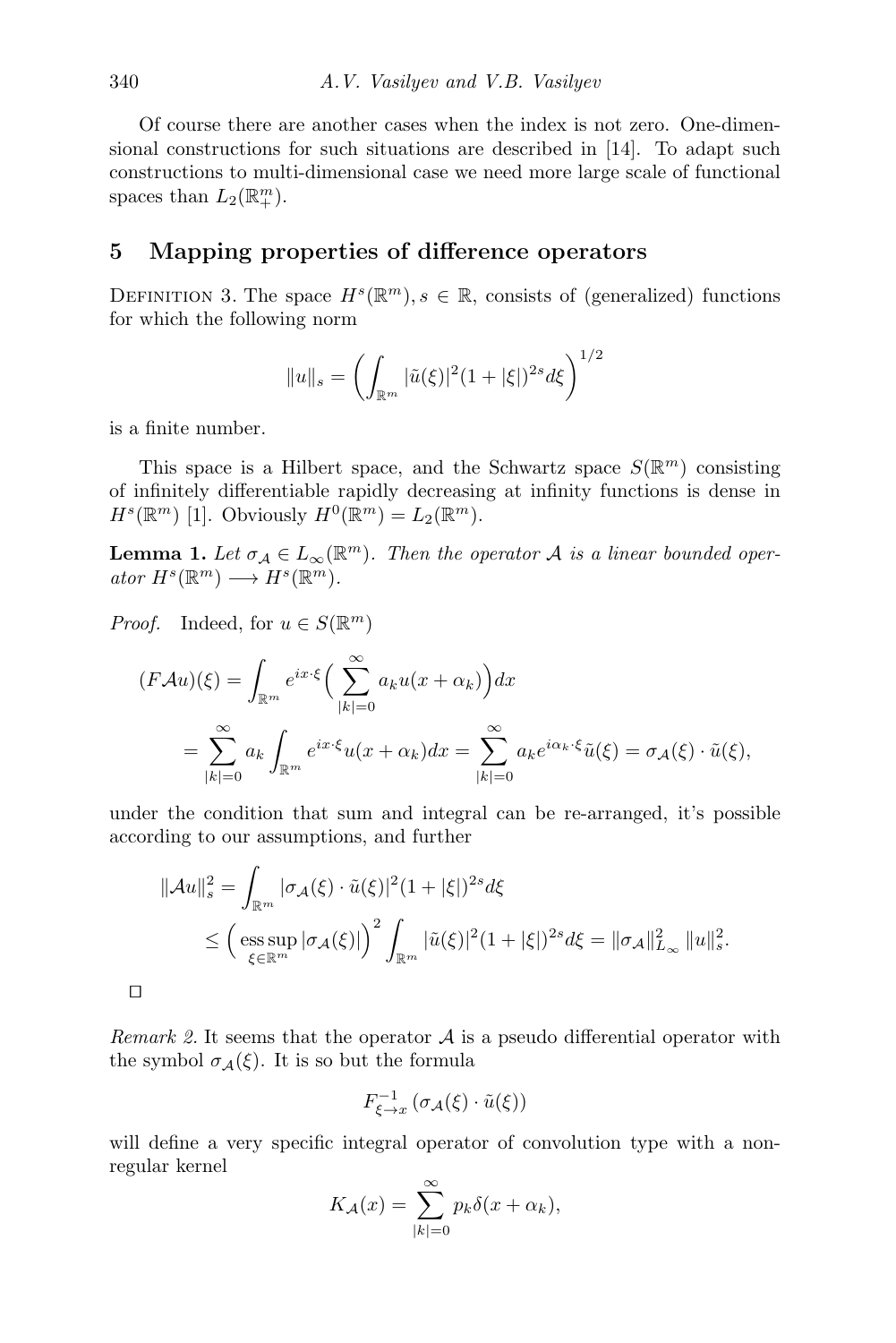Of course there are another cases when the index is not zero. One-dimensional constructions for such situations are described in [14]. To adapt such constructions to multi-dimensional case we need more large scale of functional spaces than $L_2(\mathbb{R}^m_+)$.

## 5 Mapping properties of difference operators

DEFINITION 3. The space $H^s(\mathbb{R}^m), s \in \mathbb{R}$, consists of (generalized) functions for which the following norm

$$\|u\|_s = \left( \int_{\mathbb{R}^m} |\tilde{u}(\xi)|^2 (1+|\xi|)^{2s} d\xi \right)^{1/2}$$

is a finite number.

This space is a Hilbert space, and the Schwartz space $S(\mathbb{R}^m)$ consisting of infinitely differentiable rapidly decreasing at infinity functions is dense in $H^s(\mathbb{R}^m)$ [1]. Obviously $H^0(\mathbb{R}^m) = L_2(\mathbb{R}^m)$.

**Lemma 1.** *Let $\sigma_{\mathcal{A}} \in L_\infty(\mathbb{R}^m)$. Then the operator $\mathcal{A}$ is a linear bounded operator $H^s(\mathbb{R}^m) \longrightarrow H^s(\mathbb{R}^m)$.*

*Proof.* Indeed, for $u \in S(\mathbb{R}^m)$

$$(F\mathcal{A}u)(\xi) = \int_{\mathbb{R}^m} e^{ix\cdot\xi} \Big( \sum_{|k|=0}^{\infty} a_k u(x+\alpha_k) \Big) dx$$
$$= \sum_{|k|=0}^{\infty} a_k \int_{\mathbb{R}^m} e^{ix\cdot\xi} u(x+\alpha_k) dx = \sum_{|k|=0}^{\infty} a_k e^{i\alpha_k\cdot\xi} \tilde{u}(\xi) = \sigma_{\mathcal{A}}(\xi) \cdot \tilde{u}(\xi),$$

under the condition that sum and integral can be re-arranged, it's possible according to our assumptions, and further

$$\|\mathcal{A}u\|_s^2 = \int_{\mathbb{R}^m} |\sigma_{\mathcal{A}}(\xi) \cdot \tilde{u}(\xi)|^2 (1+|\xi|)^{2s} d\xi$$
$$\leq \Big( \operatorname*{ess\,sup}_{\xi\in\mathbb{R}^m} |\sigma_{\mathcal{A}}(\xi)| \Big)^2 \int_{\mathbb{R}^m} |\tilde{u}(\xi)|^2 (1+|\xi|)^{2s} d\xi = \|\sigma_{\mathcal{A}}\|_{L_\infty}^2 \|u\|_s^2.$$

□

*Remark 2.* It seems that the operator $\mathcal{A}$ is a pseudo differential operator with the symbol $\sigma_{\mathcal{A}}(\xi)$. It is so but the formula

$$F^{-1}_{\xi\to x} \left( \sigma_{\mathcal{A}}(\xi) \cdot \tilde{u}(\xi) \right)$$

will define a very specific integral operator of convolution type with a non-regular kernel

$$K_{\mathcal{A}}(x) = \sum_{|k|=0}^{\infty} p_k \delta(x+\alpha_k),$$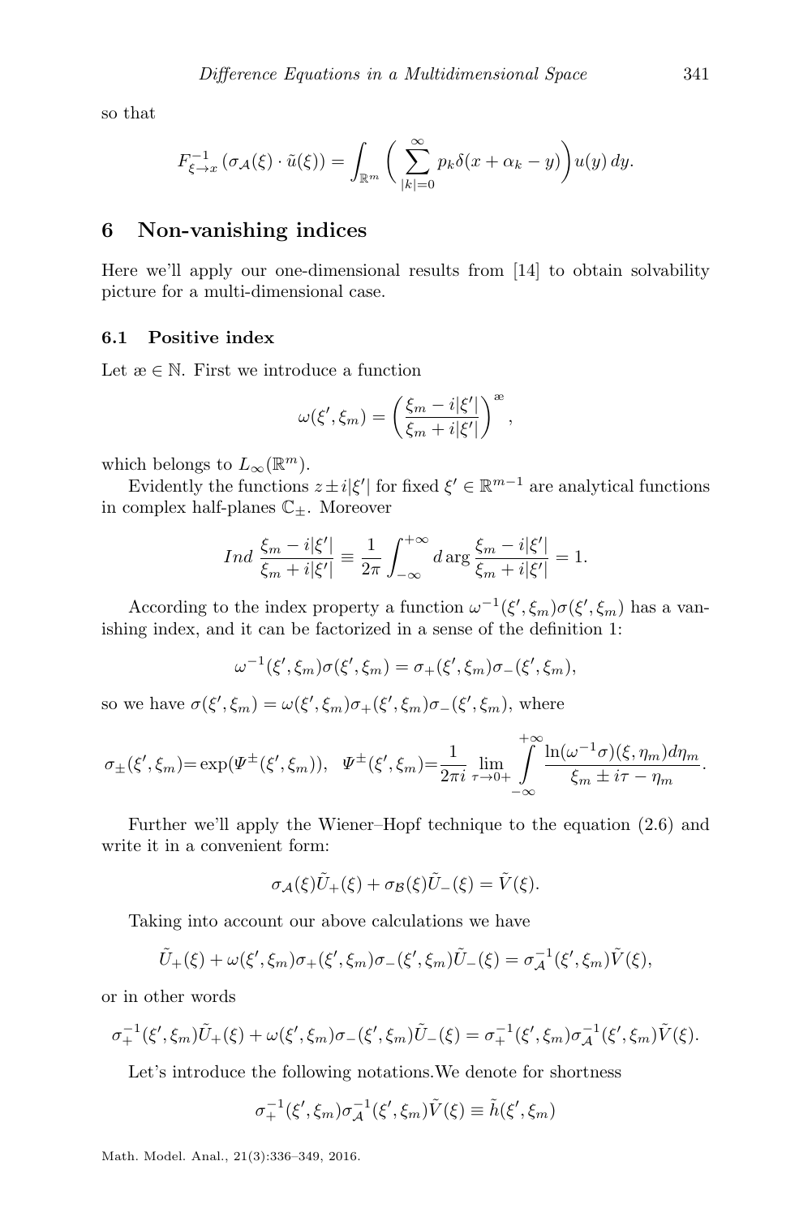so that

$$F_{\xi\to x}^{-1}\left(\sigma_{\mathcal{A}}(\xi)\cdot\tilde{u}(\xi)\right)=\int_{\mathbb{R}^m}\bigg(\sum_{|k|=0}^{\infty}p_k\delta(x+\alpha_k-y)\bigg)u(y)\,dy.$$

## 6 Non-vanishing indices

Here we'll apply our one-dimensional results from [14] to obtain solvability picture for a multi-dimensional case.

### 6.1 Positive index

Let $æ\in\mathbb{N}$. First we introduce a function

$$\omega(\xi',\xi_m)=\left(\frac{\xi_m-i|\xi'|}{\xi_m+i|\xi'|}\right)^{æ},$$

which belongs to $L_\infty(\mathbb{R}^m)$.

Evidently the functions $z\pm i|\xi'|$ for fixed $\xi'\in\mathbb{R}^{m-1}$ are analytical functions in complex half-planes $\mathbb{C}_\pm$. Moreover

$$Ind\,\frac{\xi_m-i|\xi'|}{\xi_m+i|\xi'|}\equiv\frac{1}{2\pi}\int_{-\infty}^{+\infty}d\arg\frac{\xi_m-i|\xi'|}{\xi_m+i|\xi'|}=1.$$

According to the index property a function $\omega^{-1}(\xi',\xi_m)\sigma(\xi',\xi_m)$ has a vanishing index, and it can be factorized in a sense of the definition 1:

$$\omega^{-1}(\xi',\xi_m)\sigma(\xi',\xi_m)=\sigma_+(\xi',\xi_m)\sigma_-(\xi',\xi_m),$$

so we have $\sigma(\xi',\xi_m)=\omega(\xi',\xi_m)\sigma_+(\xi',\xi_m)\sigma_-(\xi',\xi_m)$, where

$$\sigma_\pm(\xi',\xi_m)=\exp(\Psi^\pm(\xi',\xi_m)),\quad \Psi^\pm(\xi',\xi_m)=\frac{1}{2\pi i}\lim_{\tau\to0+}\int_{-\infty}^{+\infty}\frac{\ln(\omega^{-1}\sigma)(\xi,\eta_m)d\eta_m}{\xi_m\pm i\tau-\eta_m}.$$

Further we'll apply the Wiener–Hopf technique to the equation (2.6) and write it in a convenient form:

$$\sigma_{\mathcal{A}}(\xi)\tilde{U}_+(\xi)+\sigma_{\mathcal{B}}(\xi)\tilde{U}_-(\xi)=\tilde{V}(\xi).$$

Taking into account our above calculations we have

$$\tilde{U}_+(\xi)+\omega(\xi',\xi_m)\sigma_+(\xi',\xi_m)\sigma_-(\xi',\xi_m)\tilde{U}_-(\xi)=\sigma_{\mathcal{A}}^{-1}(\xi',\xi_m)\tilde{V}(\xi),$$

or in other words

$$\sigma_+^{-1}(\xi',\xi_m)\tilde{U}_+(\xi)+\omega(\xi',\xi_m)\sigma_-(\xi',\xi_m)\tilde{U}_-(\xi)=\sigma_+^{-1}(\xi',\xi_m)\sigma_{\mathcal{A}}^{-1}(\xi',\xi_m)\tilde{V}(\xi).$$

Let's introduce the following notations.We denote for shortness

$$\sigma_+^{-1}(\xi',\xi_m)\sigma_{\mathcal{A}}^{-1}(\xi',\xi_m)\tilde{V}(\xi)\equiv\tilde{h}(\xi',\xi_m)$$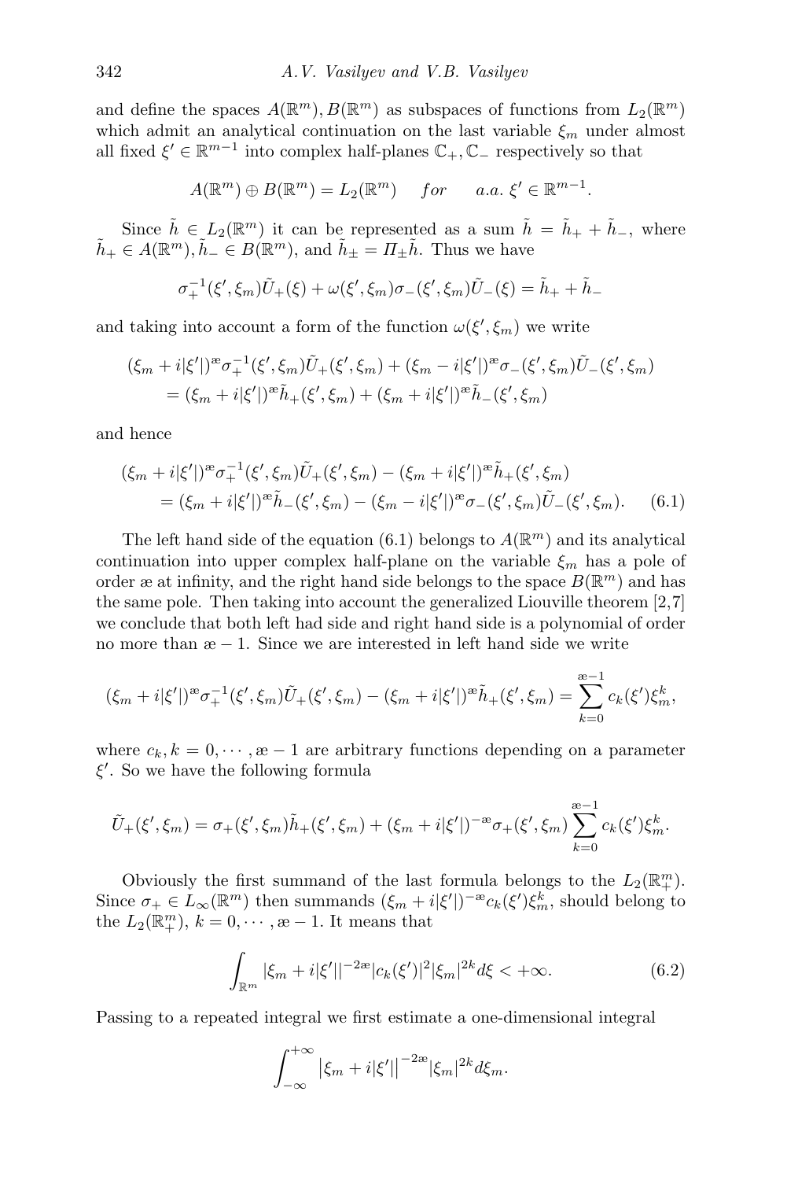and define the spaces $A(\mathbb{R}^m), B(\mathbb{R}^m)$ as subspaces of functions from $L_2(\mathbb{R}^m)$ which admit an analytical continuation on the last variable $\xi_m$ under almost all fixed $\xi' \in \mathbb{R}^{m-1}$ into complex half-planes $\mathbb{C}_+, \mathbb{C}_-$ respectively so that

$$A(\mathbb{R}^m) \oplus B(\mathbb{R}^m) = L_2(\mathbb{R}^m) \quad for \quad a.a.\ \xi' \in \mathbb{R}^{m-1}.$$

Since $\tilde{h} \in L_2(\mathbb{R}^m)$ it can be represented as a sum $\tilde{h} = \tilde{h}_+ + \tilde{h}_-$, where $\tilde{h}_+ \in A(\mathbb{R}^m), \tilde{h}_- \in B(\mathbb{R}^m)$, and $\tilde{h}_\pm = \Pi_\pm \tilde{h}$. Thus we have

$$\sigma_+^{-1}(\xi', \xi_m)\tilde{U}_+(\xi) + \omega(\xi', \xi_m)\sigma_-(\xi', \xi_m)\tilde{U}_-(\xi) = \tilde{h}_+ + \tilde{h}_-$$

and taking into account a form of the function $\omega(\xi', \xi_m)$ we write

$$\begin{aligned}
&(\xi_m + i|\xi'|)^{æ}\sigma_+^{-1}(\xi', \xi_m)\tilde{U}_+(\xi', \xi_m) + (\xi_m - i|\xi'|)^{æ}\sigma_-(\xi', \xi_m)\tilde{U}_-(\xi', \xi_m) \\
&\quad = (\xi_m + i|\xi'|)^{æ}\tilde{h}_+(\xi', \xi_m) + (\xi_m + i|\xi'|)^{æ}\tilde{h}_-(\xi', \xi_m)
\end{aligned}$$

and hence

$$\begin{aligned}
&(\xi_m + i|\xi'|)^{æ}\sigma_+^{-1}(\xi', \xi_m)\tilde{U}_+(\xi', \xi_m) - (\xi_m + i|\xi'|)^{æ}\tilde{h}_+(\xi', \xi_m) \\
&\quad = (\xi_m + i|\xi'|)^{æ}\tilde{h}_-(\xi', \xi_m) - (\xi_m - i|\xi'|)^{æ}\sigma_-(\xi', \xi_m)\tilde{U}_-(\xi', \xi_m). \qquad (6.1)
\end{aligned}$$

The left hand side of the equation (6.1) belongs to $A(\mathbb{R}^m)$ and its analytical continuation into upper complex half-plane on the variable $\xi_m$ has a pole of order æ at infinity, and the right hand side belongs to the space $B(\mathbb{R}^m)$ and has the same pole. Then taking into account the generalized Liouville theorem [2,7] we conclude that both left had side and right hand side is a polynomial of order no more than æ $-1$. Since we are interested in left hand side we write

$$(\xi_m + i|\xi'|)^{æ}\sigma_+^{-1}(\xi', \xi_m)\tilde{U}_+(\xi', \xi_m) - (\xi_m + i|\xi'|)^{æ}\tilde{h}_+(\xi', \xi_m) = \sum_{k=0}^{æ-1} c_k(\xi')\xi_m^k,$$

where $c_k, k = 0, \cdots, æ - 1$ are arbitrary functions depending on a parameter $\xi'$. So we have the following formula

$$\tilde{U}_+(\xi', \xi_m) = \sigma_+(\xi', \xi_m)\tilde{h}_+(\xi', \xi_m) + (\xi_m + i|\xi'|)^{-æ}\sigma_+(\xi', \xi_m)\sum_{k=0}^{æ-1} c_k(\xi')\xi_m^k.$$

Obviously the first summand of the last formula belongs to the $L_2(\mathbb{R}^m_+)$. Since $\sigma_+ \in L_\infty(\mathbb{R}^m)$ then summands $(\xi_m + i|\xi'|)^{-æ}c_k(\xi')\xi_m^k$, should belong to the $L_2(\mathbb{R}^m_+)$, $k = 0, \cdots, æ - 1$. It means that

$$\int_{\mathbb{R}^m} |\xi_m + i|\xi'||^{-2æ}|c_k(\xi')|^2|\xi_m|^{2k}d\xi < +\infty. \qquad (6.2)$$

Passing to a repeated integral we first estimate a one-dimensional integral

$$\int_{-\infty}^{+\infty} \left|\xi_m + i|\xi'|\right|^{-2æ}|\xi_m|^{2k}d\xi_m.$$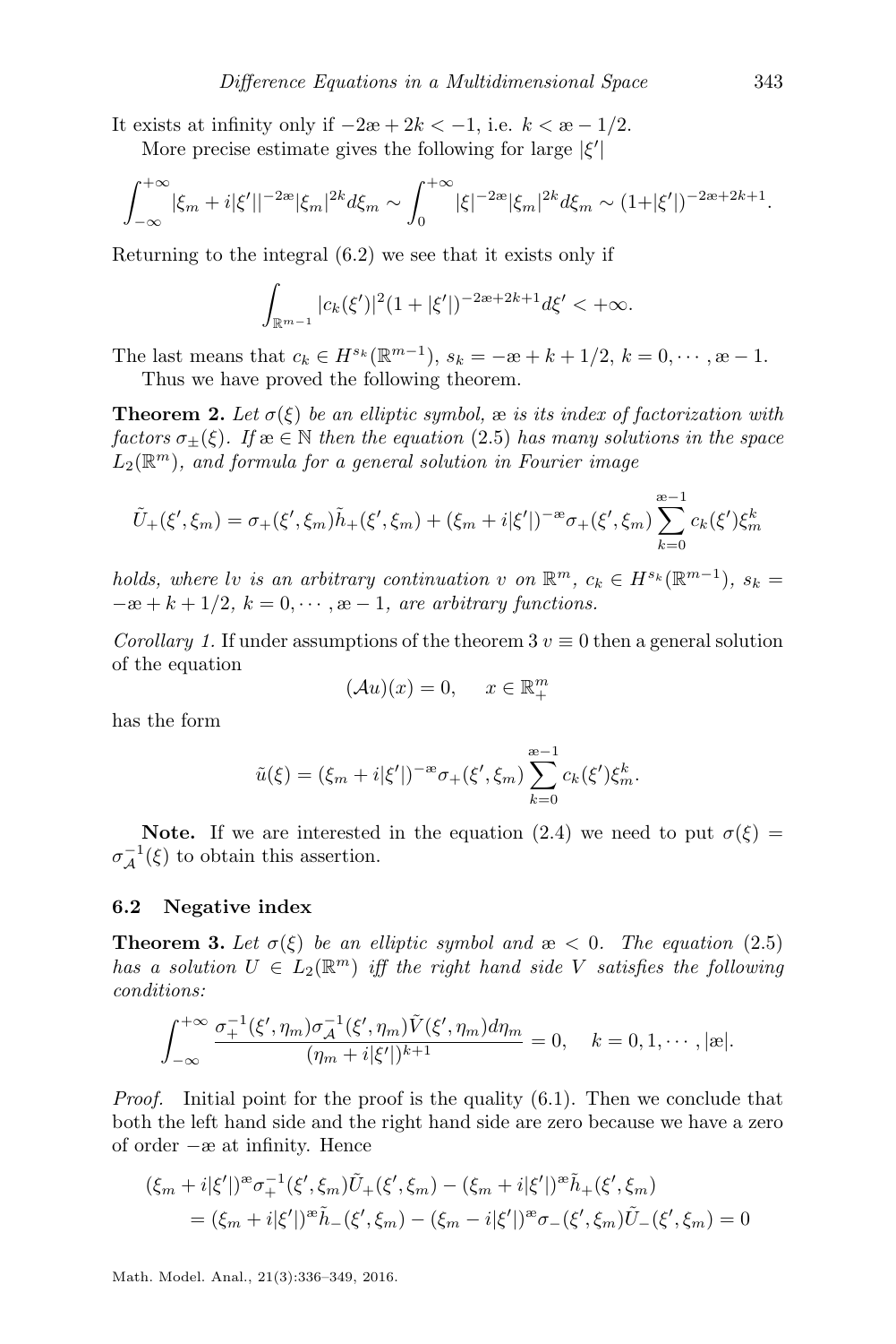It exists at infinity only if $-2æ + 2k < -1$, i.e. $k < æ - 1/2$.

More precise estimate gives the following for large $|\xi'|$

$$\int_{-\infty}^{+\infty} |\xi_m + i|\xi'||^{-2æ} |\xi_m|^{2k} d\xi_m \sim \int_{0}^{+\infty} |\xi|^{-2æ} |\xi_m|^{2k} d\xi_m \sim (1+|\xi'|)^{-2æ+2k+1}.$$

Returning to the integral (6.2) we see that it exists only if

$$\int_{\mathbb{R}^{m-1}} |c_k(\xi')|^2 (1+|\xi'|)^{-2æ+2k+1} d\xi' < +\infty.$$

The last means that $c_k \in H^{s_k}(\mathbb{R}^{m-1})$, $s_k = -æ + k + 1/2$, $k = 0, \cdots, æ - 1$.

Thus we have proved the following theorem.

**Theorem 2.** *Let $\sigma(\xi)$ be an elliptic symbol, æ is its index of factorization with factors $\sigma_\pm(\xi)$. If $æ \in \mathbb{N}$ then the equation (2.5) has many solutions in the space $L_2(\mathbb{R}^m)$, and formula for a general solution in Fourier image*

$$\tilde{U}_+(\xi', \xi_m) = \sigma_+(\xi', \xi_m)\tilde{h}_+(\xi', \xi_m) + (\xi_m + i|\xi'|)^{-æ}\sigma_+(\xi', \xi_m) \sum_{k=0}^{æ-1} c_k(\xi')\xi_m^k$$

*holds, where lv is an arbitrary continuation v on $\mathbb{R}^m$, $c_k \in H^{s_k}(\mathbb{R}^{m-1})$, $s_k = -æ + k + 1/2$, $k = 0, \cdots, æ - 1$, are arbitrary functions.*

*Corollary 1.* If under assumptions of the theorem 3 $v \equiv 0$ then a general solution of the equation

$$(\mathcal{A}u)(x) = 0, \quad x \in \mathbb{R}^m_+$$

has the form

$$\tilde{u}(\xi) = (\xi_m + i|\xi'|)^{-æ}\sigma_+(\xi', \xi_m) \sum_{k=0}^{æ-1} c_k(\xi')\xi_m^k.$$

**Note.** If we are interested in the equation (2.4) we need to put $\sigma(\xi) = \sigma_{\mathcal{A}}^{-1}(\xi)$ to obtain this assertion.

### 6.2 Negative index

**Theorem 3.** *Let $\sigma(\xi)$ be an elliptic symbol and $æ < 0$. The equation (2.5) has a solution $U \in L_2(\mathbb{R}^m)$ iff the right hand side $V$ satisfies the following conditions:*

$$\int_{-\infty}^{+\infty} \frac{\sigma_+^{-1}(\xi', \eta_m)\sigma_{\mathcal{A}}^{-1}(\xi', \eta_m)\tilde{V}(\xi', \eta_m)d\eta_m}{(\eta_m + i|\xi'|)^{k+1}} = 0, \quad k = 0, 1, \cdots, |æ|.$$

*Proof.* Initial point for the proof is the quality (6.1). Then we conclude that both the left hand side and the right hand side are zero because we have a zero of order $-æ$ at infinity. Hence

$$\begin{aligned}(\xi_m + i|\xi'|)^{æ}\sigma_+^{-1}(\xi', \xi_m)\tilde{U}_+(\xi', \xi_m) - (\xi_m + i|\xi'|)^{æ}\tilde{h}_+(\xi', \xi_m) \\ = (\xi_m + i|\xi'|)^{æ}\tilde{h}_-(\xi', \xi_m) - (\xi_m - i|\xi'|)^{æ}\sigma_-(\xi', \xi_m)\tilde{U}_-(\xi', \xi_m) = 0\end{aligned}$$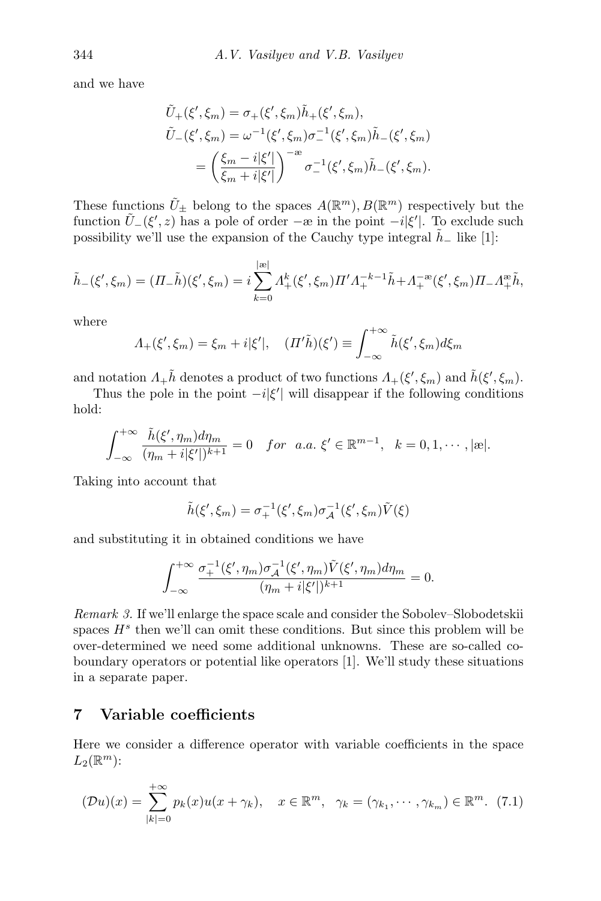and we have

$$
\begin{aligned}
\tilde{U}_+(\xi', \xi_m) &= \sigma_+(\xi', \xi_m)\tilde{h}_+(\xi', \xi_m),\\
\tilde{U}_-(\xi', \xi_m) &= \omega^{-1}(\xi', \xi_m)\sigma_-^{-1}(\xi', \xi_m)\tilde{h}_-(\xi', \xi_m)\\
&= \left(\frac{\xi_m - i|\xi'|}{\xi_m + i|\xi'|}\right)^{-æ} \sigma_-^{-1}(\xi', \xi_m)\tilde{h}_-(\xi', \xi_m).
\end{aligned}
$$

These functions $\tilde{U}_\pm$ belong to the spaces $A(\mathbb{R}^m), B(\mathbb{R}^m)$ respectively but the function $\tilde{U}_-(\xi', z)$ has a pole of order $-æ$ in the point $-i|\xi'|$. To exclude such possibility we'll use the expansion of the Cauchy type integral $\tilde{h}_-$ like [1]:

$$
\tilde{h}_-(\xi', \xi_m) = (\Pi_-\tilde{h})(\xi', \xi_m) = i\sum_{k=0}^{|æ|} \Lambda_+^k(\xi', \xi_m)\Pi'\Lambda_+^{-k-1}\tilde{h} + \Lambda_+^{-æ}(\xi', \xi_m)\Pi_-\Lambda_+^{æ}\tilde{h},
$$

where

$$
\Lambda_+(\xi', \xi_m) = \xi_m + i|\xi'|, \quad (\Pi'\tilde{h})(\xi') \equiv \int_{-\infty}^{+\infty} \tilde{h}(\xi', \xi_m)d\xi_m
$$

and notation $\Lambda_+\tilde{h}$ denotes a product of two functions $\Lambda_+(\xi', \xi_m)$ and $\tilde{h}(\xi', \xi_m)$.

Thus the pole in the point $-i|\xi'|$ will disappear if the following conditions hold:

$$
\int_{-\infty}^{+\infty} \frac{\tilde{h}(\xi', \eta_m)d\eta_m}{(\eta_m + i|\xi'|)^{k+1}} = 0 \quad for \;\; a.a. \; \xi' \in \mathbb{R}^{m-1}, \quad k = 0, 1, \cdots, |æ|.
$$

Taking into account that

$$
\tilde{h}(\xi', \xi_m) = \sigma_+^{-1}(\xi', \xi_m)\sigma_{\mathcal{A}}^{-1}(\xi', \xi_m)\tilde{V}(\xi)
$$

and substituting it in obtained conditions we have

$$
\int_{-\infty}^{+\infty} \frac{\sigma_+^{-1}(\xi', \eta_m)\sigma_{\mathcal{A}}^{-1}(\xi', \eta_m)\tilde{V}(\xi', \eta_m)d\eta_m}{(\eta_m + i|\xi'|)^{k+1}} = 0.
$$

*Remark 3.* If we'll enlarge the space scale and consider the Sobolev–Slobodetskii spaces $H^s$ then we'll can omit these conditions. But since this problem will be over-determined we need some additional unknowns. These are so-called co-boundary operators or potential like operators [1]. We'll study these situations in a separate paper.

## 7 Variable coefficients

Here we consider a difference operator with variable coefficients in the space $L_2(\mathbb{R}^m)$:

$$
(\mathcal{D}u)(x) = \sum_{|k|=0}^{+\infty} p_k(x)u(x + \gamma_k), \quad x \in \mathbb{R}^m, \quad \gamma_k = (\gamma_{k_1}, \cdots, \gamma_{k_m}) \in \mathbb{R}^m. \quad (7.1)
$$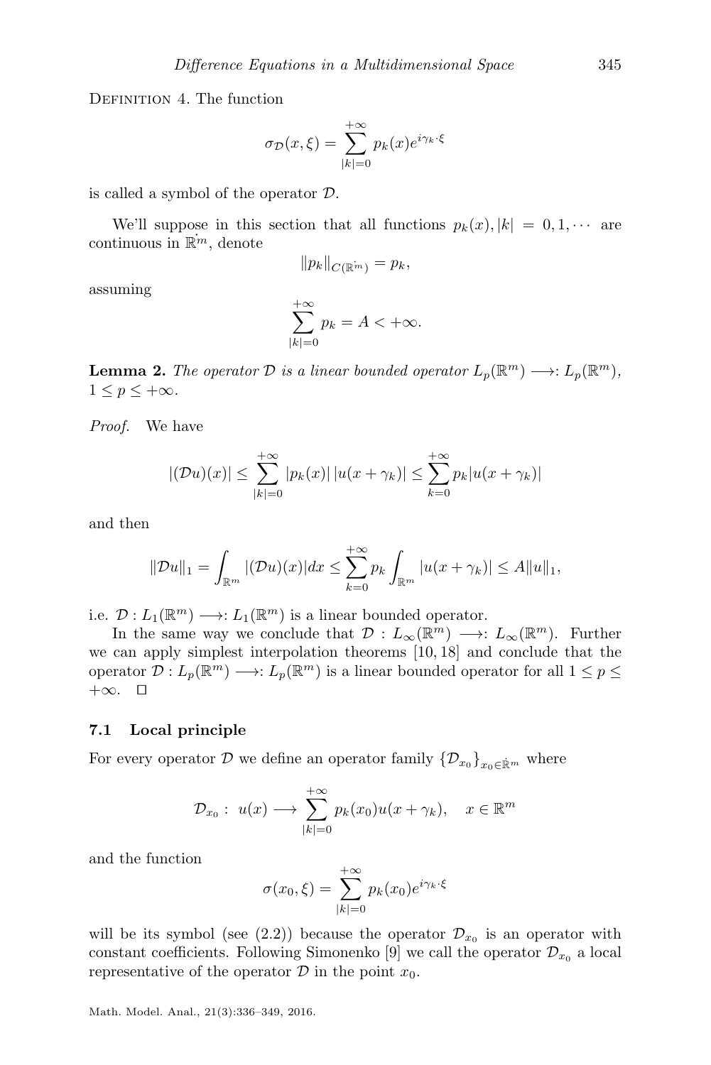Definition 4. The function

$$\sigma_{\mathcal{D}}(x,\xi) = \sum_{|k|=0}^{+\infty} p_k(x) e^{i\gamma_k \cdot \xi}$$

is called a symbol of the operator $\mathcal{D}$.

We'll suppose in this section that all functions $p_k(x), |k| = 0, 1, \cdots$ are continuous in $\dot{\mathbb{R}}^m$, denote

$$\|p_k\|_{C(\dot{\mathbb{R}}^m)} = p_k,$$

assuming

$$\sum_{|k|=0}^{+\infty} p_k = A < +\infty.$$

**Lemma 2.** *The operator $\mathcal{D}$ is a linear bounded operator $L_p(\mathbb{R}^m) \longrightarrow: L_p(\mathbb{R}^m)$, $1 \le p \le +\infty$.*

*Proof.* We have

$$|(\mathcal{D}u)(x)| \le \sum_{|k|=0}^{+\infty} |p_k(x)|\, |u(x+\gamma_k)| \le \sum_{k=0}^{+\infty} p_k |u(x+\gamma_k)|$$

and then

$$\|\mathcal{D}u\|_1 = \int_{\mathbb{R}^m} |(\mathcal{D}u)(x)| dx \le \sum_{k=0}^{+\infty} p_k \int_{\mathbb{R}^m} |u(x+\gamma_k)| \le A\|u\|_1,$$

i.e. $\mathcal{D} : L_1(\mathbb{R}^m) \longrightarrow: L_1(\mathbb{R}^m)$ is a linear bounded operator.

In the same way we conclude that $\mathcal{D} : L_\infty(\mathbb{R}^m) \longrightarrow: L_\infty(\mathbb{R}^m)$. Further we can apply simplest interpolation theorems [10, 18] and conclude that the operator $\mathcal{D} : L_p(\mathbb{R}^m) \longrightarrow: L_p(\mathbb{R}^m)$ is a linear bounded operator for all $1 \le p \le +\infty$. $\square$

### 7.1 Local principle

For every operator $\mathcal{D}$ we define an operator family $\{\mathcal{D}_{x_0}\}_{x_0 \in \dot{\mathbb{R}}^m}$ where

$$\mathcal{D}_{x_0} : \; u(x) \longrightarrow \sum_{|k|=0}^{+\infty} p_k(x_0) u(x+\gamma_k), \quad x \in \mathbb{R}^m$$

and the function

$$\sigma(x_0,\xi) = \sum_{|k|=0}^{+\infty} p_k(x_0) e^{i\gamma_k \cdot \xi}$$

will be its symbol (see (2.2)) because the operator $\mathcal{D}_{x_0}$ is an operator with constant coefficients. Following Simonenko [9] we call the operator $\mathcal{D}_{x_0}$ a local representative of the operator $\mathcal{D}$ in the point $x_0$.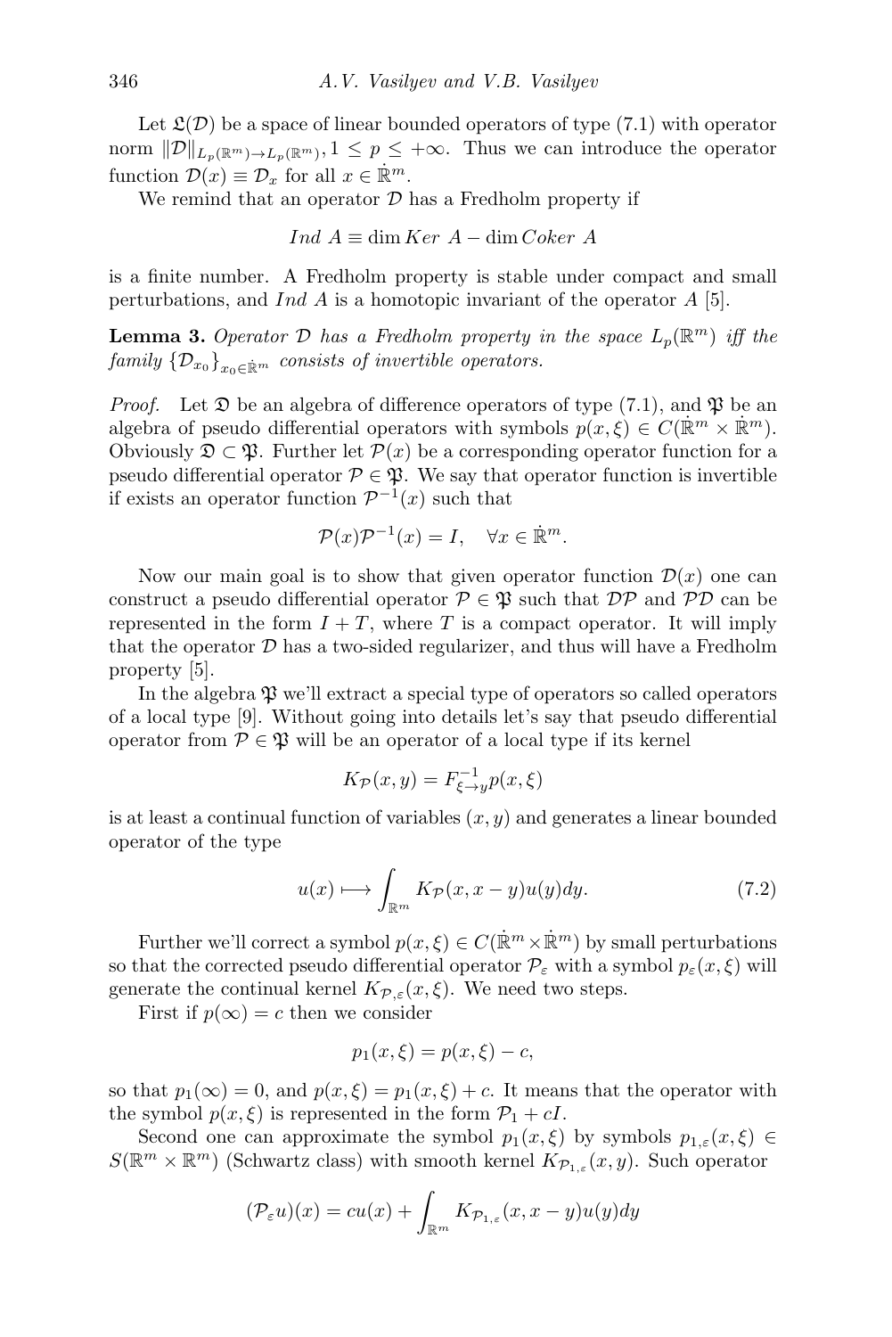Let $\mathfrak{L}(\mathcal{D})$ be a space of linear bounded operators of type (7.1) with operator norm $\|\mathcal{D}\|_{L_p(\mathbb{R}^m)\to L_p(\mathbb{R}^m)}, 1 \leq p \leq +\infty$. Thus we can introduce the operator function $\mathcal{D}(x) \equiv \mathcal{D}_x$ for all $x \in \dot{\mathbb{R}}^m$.

We remind that an operator $\mathcal{D}$ has a Fredholm property if

$$Ind\ A \equiv \dim Ker\ A - \dim Coker\ A$$

is a finite number. A Fredholm property is stable under compact and small perturbations, and $Ind\ A$ is a homotopic invariant of the operator $A$ [5].

**Lemma 3.** *Operator $\mathcal{D}$ has a Fredholm property in the space $L_p(\mathbb{R}^m)$ iff the family $\{\mathcal{D}_{x_0}\}_{x_0 \in \dot{\mathbb{R}}^m}$ consists of invertible operators.*

*Proof.* Let $\mathfrak{D}$ be an algebra of difference operators of type (7.1), and $\mathfrak{P}$ be an algebra of pseudo differential operators with symbols $p(x,\xi) \in C(\dot{\mathbb{R}}^m \times \dot{\mathbb{R}}^m)$. Obviously $\mathfrak{D} \subset \mathfrak{P}$. Further let $\mathcal{P}(x)$ be a corresponding operator function for a pseudo differential operator $\mathcal{P} \in \mathfrak{P}$. We say that operator function is invertible if exists an operator function $\mathcal{P}^{-1}(x)$ such that

$$\mathcal{P}(x)\mathcal{P}^{-1}(x) = I, \quad \forall x \in \dot{\mathbb{R}}^m.$$

Now our main goal is to show that given operator function $\mathcal{D}(x)$ one can construct a pseudo differential operator $\mathcal{P} \in \mathfrak{P}$ such that $\mathcal{D}\mathcal{P}$ and $\mathcal{P}\mathcal{D}$ can be represented in the form $I + T$, where $T$ is a compact operator. It will imply that the operator $\mathcal{D}$ has a two-sided regularizer, and thus will have a Fredholm property [5].

In the algebra $\mathfrak{P}$ we'll extract a special type of operators so called operators of a local type [9]. Without going into details let's say that pseudo differential operator from $\mathcal{P} \in \mathfrak{P}$ will be an operator of a local type if its kernel

$$K_{\mathcal{P}}(x,y) = F^{-1}_{\xi \to y} p(x,\xi)$$

is at least a continual function of variables $(x,y)$ and generates a linear bounded operator of the type

$$u(x) \longmapsto \int_{\mathbb{R}^m} K_{\mathcal{P}}(x, x-y)u(y)dy. \tag{7.2}$$

Further we'll correct a symbol $p(x,\xi) \in C(\dot{\mathbb{R}}^m \times \dot{\mathbb{R}}^m)$ by small perturbations so that the corrected pseudo differential operator $\mathcal{P}_\varepsilon$ with a symbol $p_\varepsilon(x,\xi)$ will generate the continual kernel $K_{\mathcal{P},\varepsilon}(x,\xi)$. We need two steps.

First if $p(\infty) = c$ then we consider

$$p_1(x,\xi) = p(x,\xi) - c,$$

so that $p_1(\infty) = 0$, and $p(x,\xi) = p_1(x,\xi) + c$. It means that the operator with the symbol $p(x,\xi)$ is represented in the form $\mathcal{P}_1 + cI$.

Second one can approximate the symbol $p_1(x,\xi)$ by symbols $p_{1,\varepsilon}(x,\xi) \in S(\mathbb{R}^m \times \mathbb{R}^m)$ (Schwartz class) with smooth kernel $K_{\mathcal{P}_{1,\varepsilon}}(x,y)$. Such operator

$$(\mathcal{P}_\varepsilon u)(x) = cu(x) + \int_{\mathbb{R}^m} K_{\mathcal{P}_{1,\varepsilon}}(x, x-y)u(y)dy$$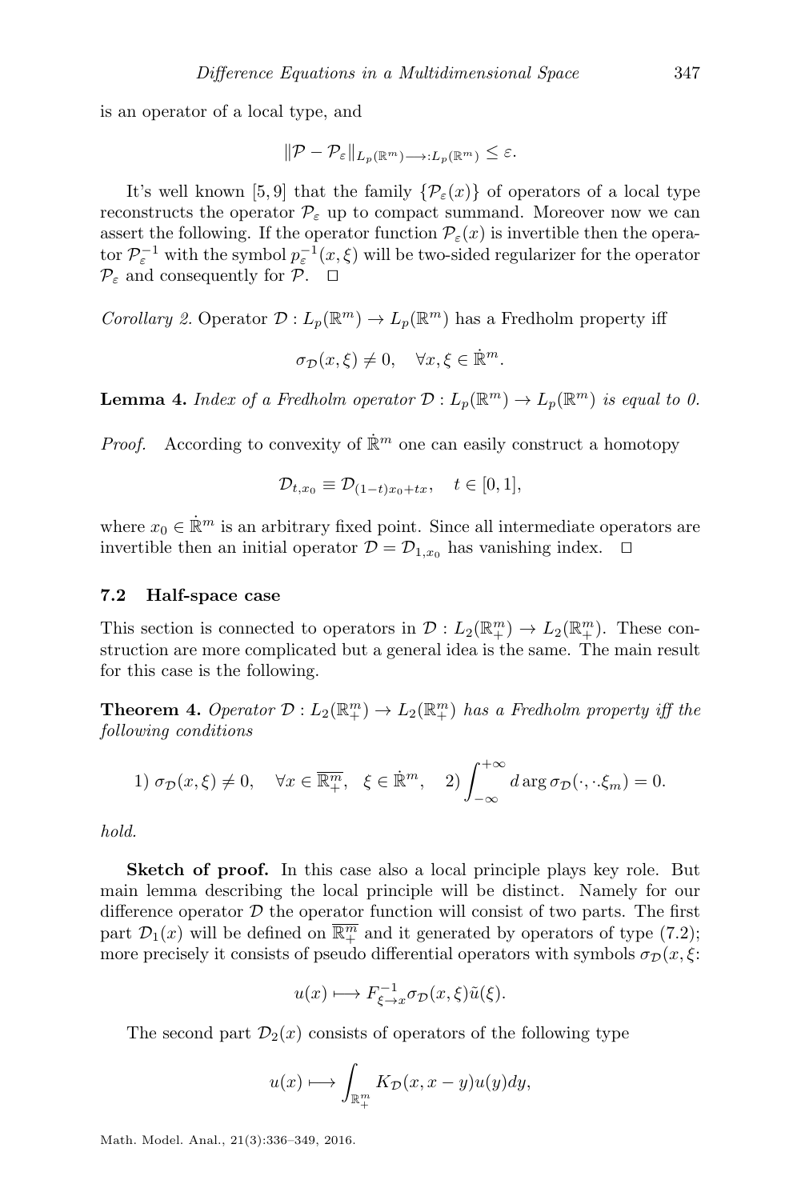is an operator of a local type, and

$$\|\mathcal{P} - \mathcal{P}_\varepsilon\|_{L_p(\mathbb{R}^m) \longrightarrow : L_p(\mathbb{R}^m)} \leq \varepsilon.$$

It's well known [5, 9] that the family $\{\mathcal{P}_\varepsilon(x)\}$ of operators of a local type reconstructs the operator $\mathcal{P}_\varepsilon$ up to compact summand. Moreover now we can assert the following. If the operator function $\mathcal{P}_\varepsilon(x)$ is invertible then the operator $\mathcal{P}_\varepsilon^{-1}$ with the symbol $p_\varepsilon^{-1}(x,\xi)$ will be two-sided regularizer for the operator $\mathcal{P}_\varepsilon$ and consequently for $\mathcal{P}$. $\square$

*Corollary 2.* Operator $\mathcal{D} : L_p(\mathbb{R}^m) \to L_p(\mathbb{R}^m)$ has a Fredholm property iff

$$\sigma_{\mathcal{D}}(x,\xi) \neq 0, \quad \forall x, \xi \in \dot{\mathbb{R}}^m.$$

**Lemma 4.** *Index of a Fredholm operator $\mathcal{D} : L_p(\mathbb{R}^m) \to L_p(\mathbb{R}^m)$ is equal to 0.*

*Proof.* According to convexity of $\dot{\mathbb{R}}^m$ one can easily construct a homotopy

$$\mathcal{D}_{t,x_0} \equiv \mathcal{D}_{(1-t)x_0 + tx}, \quad t \in [0,1],$$

where $x_0 \in \dot{\mathbb{R}}^m$ is an arbitrary fixed point. Since all intermediate operators are invertible then an initial operator $\mathcal{D} = \mathcal{D}_{1,x_0}$ has vanishing index. $\square$

### 7.2 Half-space case

This section is connected to operators in $\mathcal{D} : L_2(\mathbb{R}^m_+) \to L_2(\mathbb{R}^m_+)$. These construction are more complicated but a general idea is the same. The main result for this case is the following.

**Theorem 4.** *Operator $\mathcal{D} : L_2(\mathbb{R}^m_+) \to L_2(\mathbb{R}^m_+)$ has a Fredholm property iff the following conditions*

$$1)\ \sigma_{\mathcal{D}}(x,\xi) \neq 0, \quad \forall x \in \overline{\mathbb{R}^m_+}, \quad \xi \in \dot{\mathbb{R}}^m, \quad 2) \int_{-\infty}^{+\infty} d \arg \sigma_{\mathcal{D}}(\cdot, \cdot \xi_m) = 0.$$

*hold.*

**Sketch of proof.** In this case also a local principle plays key role. But main lemma describing the local principle will be distinct. Namely for our difference operator $\mathcal{D}$ the operator function will consist of two parts. The first part $\mathcal{D}_1(x)$ will be defined on $\overline{\mathbb{R}^m_+}$ and it generated by operators of type (7.2); more precisely it consists of pseudo differential operators with symbols $\sigma_{\mathcal{D}}(x,\xi$:

$$u(x) \longmapsto F^{-1}_{\xi \to x} \sigma_{\mathcal{D}}(x,\xi) \tilde{u}(\xi).$$

The second part $\mathcal{D}_2(x)$ consists of operators of the following type

$$u(x) \longmapsto \int_{\mathbb{R}^m_+} K_{\mathcal{D}}(x, x-y) u(y) dy,$$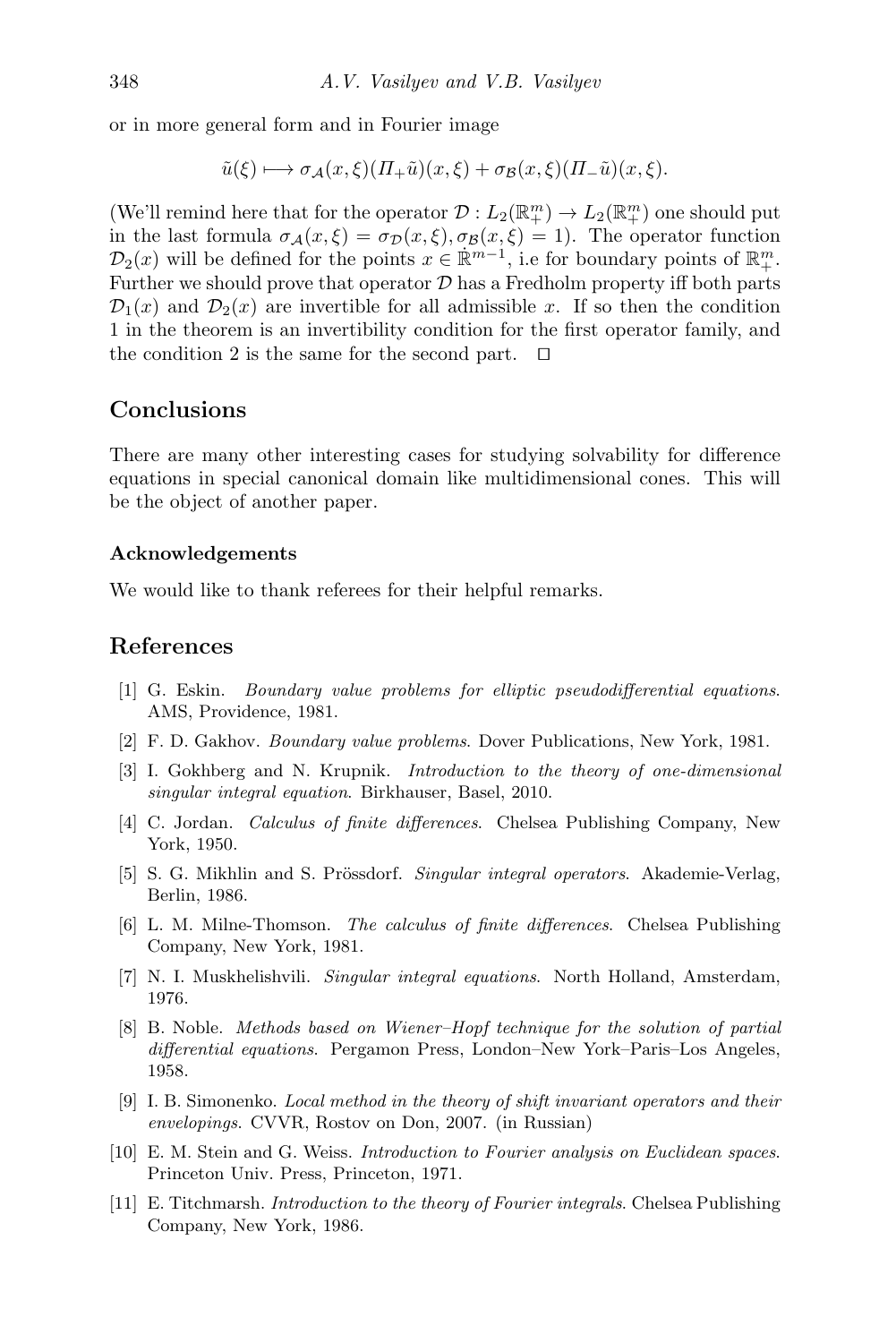or in more general form and in Fourier image

$$\tilde{u}(\xi) \longmapsto \sigma_{\mathcal{A}}(x,\xi)(\Pi_+\tilde{u})(x,\xi) + \sigma_{\mathcal{B}}(x,\xi)(\Pi_-\tilde{u})(x,\xi).$$

(We'll remind here that for the operator $\mathcal{D} : L_2(\mathbb{R}^m_+) \to L_2(\mathbb{R}^m_+)$ one should put in the last formula $\sigma_{\mathcal{A}}(x,\xi) = \sigma_{\mathcal{D}}(x,\xi), \sigma_{\mathcal{B}}(x,\xi) = 1$). The operator function $\mathcal{D}_2(x)$ will be defined for the points $x \in \dot{\mathbb{R}}^{m-1}$, i.e for boundary points of $\mathbb{R}^m_+$. Further we should prove that operator $\mathcal{D}$ has a Fredholm property iff both parts $\mathcal{D}_1(x)$ and $\mathcal{D}_2(x)$ are invertible for all admissible $x$. If so then the condition 1 in the theorem is an invertibility condition for the first operator family, and the condition 2 is the same for the second part. $\square$

## Conclusions

There are many other interesting cases for studying solvability for difference equations in special canonical domain like multidimensional cones. This will be the object of another paper.

### Acknowledgements

We would like to thank referees for their helpful remarks.

## References

[1] G. Eskin. *Boundary value problems for elliptic pseudodifferential equations*. AMS, Providence, 1981.

[2] F. D. Gakhov. *Boundary value problems*. Dover Publications, New York, 1981.

[3] I. Gokhberg and N. Krupnik. *Introduction to the theory of one-dimensional singular integral equation*. Birkhauser, Basel, 2010.

[4] C. Jordan. *Calculus of finite differences*. Chelsea Publishing Company, New York, 1950.

[5] S. G. Mikhlin and S. Prössdorf. *Singular integral operators*. Akademie-Verlag, Berlin, 1986.

[6] L. M. Milne-Thomson. *The calculus of finite differences*. Chelsea Publishing Company, New York, 1981.

[7] N. I. Muskhelishvili. *Singular integral equations*. North Holland, Amsterdam, 1976.

[8] B. Noble. *Methods based on Wiener–Hopf technique for the solution of partial differential equations*. Pergamon Press, London–New York–Paris–Los Angeles, 1958.

[9] I. B. Simonenko. *Local method in the theory of shift invariant operators and their envelopings*. CVVR, Rostov on Don, 2007. (in Russian)

[10] E. M. Stein and G. Weiss. *Introduction to Fourier analysis on Euclidean spaces*. Princeton Univ. Press, Princeton, 1971.

[11] E. Titchmarsh. *Introduction to the theory of Fourier integrals*. Chelsea Publishing Company, New York, 1986.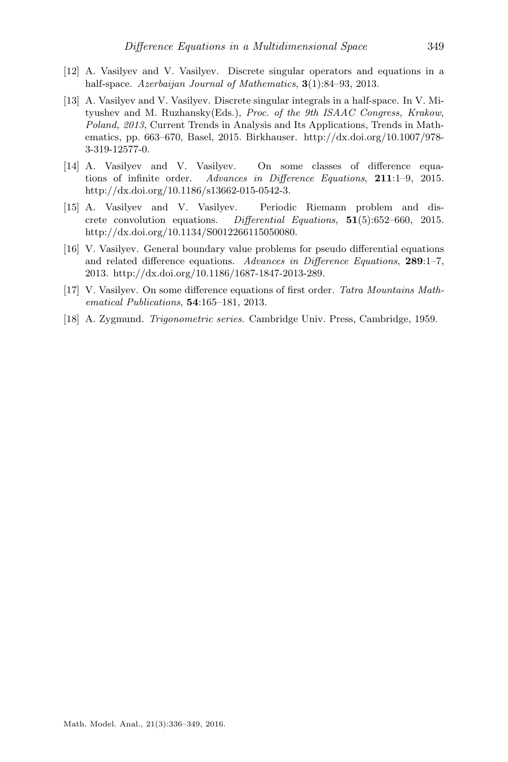[12] A. Vasilyev and V. Vasilyev. Discrete singular operators and equations in a half-space. *Azerbaijan Journal of Mathematics*, **3**(1):84–93, 2013.

[13] A. Vasilyev and V. Vasilyev. Discrete singular integrals in a half-space. In V. Mityushev and M. Ruzhansky(Eds.), *Proc. of the 9th ISAAC Congress, Krakow, Poland, 2013*, Current Trends in Analysis and Its Applications, Trends in Mathematics, pp. 663–670, Basel, 2015. Birkhauser. http://dx.doi.org/10.1007/978-3-319-12577-0.

[14] A. Vasilyev and V. Vasilyev. On some classes of difference equations of infinite order. *Advances in Difference Equations*, **211**:1–9, 2015. http://dx.doi.org/10.1186/s13662-015-0542-3.

[15] A. Vasilyev and V. Vasilyev. Periodic Riemann problem and discrete convolution equations. *Differential Equations*, **51**(5):652–660, 2015. http://dx.doi.org/10.1134/S0012266115050080.

[16] V. Vasilyev. General boundary value problems for pseudo differential equations and related difference equations. *Advances in Difference Equations*, **289**:1–7, 2013. http://dx.doi.org/10.1186/1687-1847-2013-289.

[17] V. Vasilyev. On some difference equations of first order. *Tatra Mountains Mathematical Publications*, **54**:165–181, 2013.

[18] A. Zygmund. *Trigonometric series*. Cambridge Univ. Press, Cambridge, 1959.